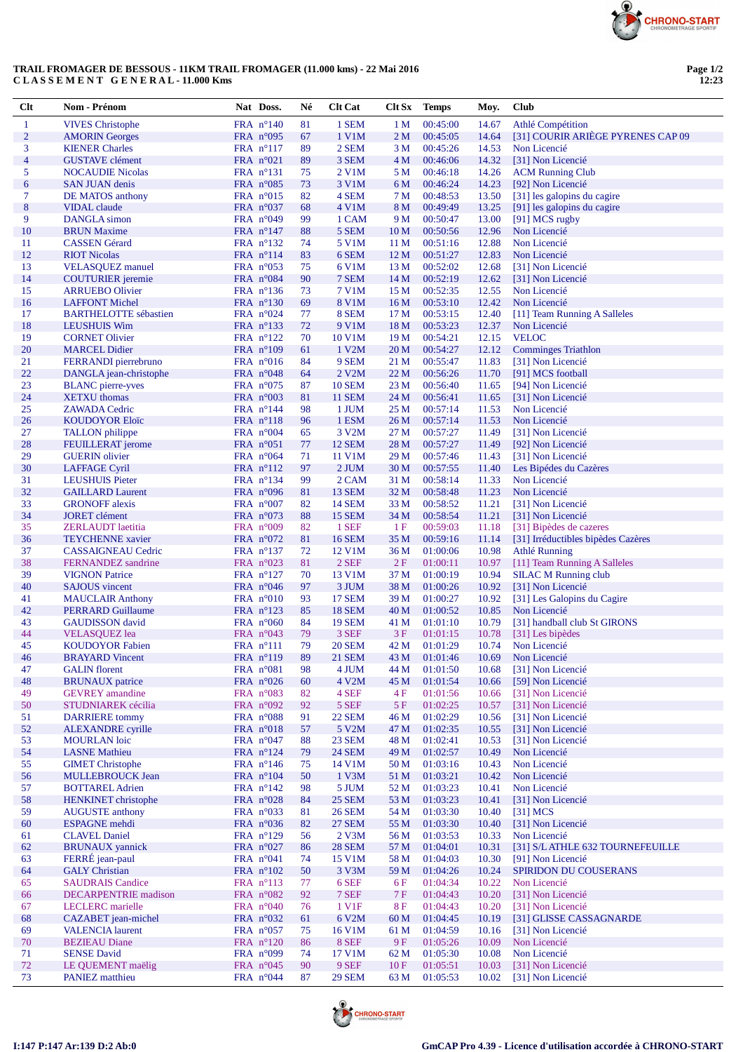**TRAIL FROMAGER DE BESSOUS - 11KM TRAIL FROMAGER (11.000 kms) - 22 Mai 2016**
**C L A S S E M E N T   G E N E R A L - 11.000 Kms**

| Clt | Nom - Prénom | Nat | Doss. | Né | Clt Cat | Clt Sx | Temps | Moy. | Club |
|---|---|---|---|---|---|---|---|---|---|
| 1 | VIVES Christophe | FRA | n°140 | 81 | 1 SEM | 1 M | 00:45:00 | 14.67 | Athlé Compétition |
| 2 | AMORIN Georges | FRA | n°095 | 67 | 1 V1M | 2 M | 00:45:05 | 14.64 | [31] COURIR ARIÈGE PYRENES CAP 09 |
| 3 | KIENER Charles | FRA | n°117 | 89 | 2 SEM | 3 M | 00:45:26 | 14.53 | Non Licencié |
| 4 | GUSTAVE clément | FRA | n°021 | 89 | 3 SEM | 4 M | 00:46:06 | 14.32 | [31] Non Licencié |
| 5 | NOCAUDIE Nicolas | FRA | n°131 | 75 | 2 V1M | 5 M | 00:46:18 | 14.26 | ACM Running Club |
| 6 | SAN JUAN denis | FRA | n°085 | 73 | 3 V1M | 6 M | 00:46:24 | 14.23 | [92] Non Licencié |
| 7 | DE MATOS anthony | FRA | n°015 | 82 | 4 SEM | 7 M | 00:48:53 | 13.50 | [31] les galopins du cagire |
| 8 | VIDAL claude | FRA | n°037 | 68 | 4 V1M | 8 M | 00:49:49 | 13.25 | [91] les galopins du cagire |
| 9 | DANGLA simon | FRA | n°049 | 99 | 1 CAM | 9 M | 00:50:47 | 13.00 | [91] MCS rugby |
| 10 | BRUN Maxime | FRA | n°147 | 88 | 5 SEM | 10 M | 00:50:56 | 12.96 | Non Licencié |
| 11 | CASSEN Gérard | FRA | n°132 | 74 | 5 V1M | 11 M | 00:51:16 | 12.88 | Non Licencié |
| 12 | RIOT Nicolas | FRA | n°114 | 83 | 6 SEM | 12 M | 00:51:27 | 12.83 | Non Licencié |
| 13 | VELASQUEZ manuel | FRA | n°053 | 75 | 6 V1M | 13 M | 00:52:02 | 12.68 | [31] Non Licencié |
| 14 | COUTURIER jeremie | FRA | n°084 | 90 | 7 SEM | 14 M | 00:52:19 | 12.62 | [31] Non Licencié |
| 15 | ARRUEBO Olivier | FRA | n°136 | 73 | 7 V1M | 15 M | 00:52:35 | 12.55 | Non Licencié |
| 16 | LAFFONT Michel | FRA | n°130 | 69 | 8 V1M | 16 M | 00:53:10 | 12.42 | Non Licencié |
| 17 | BARTHELOTTE sébastien | FRA | n°024 | 77 | 8 SEM | 17 M | 00:53:15 | 12.40 | [11] Team Running A Salleles |
| 18 | LEUSHUIS Wim | FRA | n°133 | 72 | 9 V1M | 18 M | 00:53:23 | 12.37 | Non Licencié |
| 19 | CORNET Olivier | FRA | n°122 | 70 | 10 V1M | 19 M | 00:54:21 | 12.15 | VELOC |
| 20 | MARCEL Didier | FRA | n°109 | 61 | 1 V2M | 20 M | 00:54:27 | 12.12 | Comminges Triathlon |
| 21 | FERRANDI pierrebruno | FRA | n°016 | 84 | 9 SEM | 21 M | 00:55:47 | 11.83 | [31] Non Licencié |
| 22 | DANGLA jean-christophe | FRA | n°048 | 64 | 2 V2M | 22 M | 00:56:26 | 11.70 | [91] MCS football |
| 23 | BLANC pierre-yves | FRA | n°075 | 87 | 10 SEM | 23 M | 00:56:40 | 11.65 | [94] Non Licencié |
| 24 | XETXU thomas | FRA | n°003 | 81 | 11 SEM | 24 M | 00:56:41 | 11.65 | [31] Non Licencié |
| 25 | ZAWADA Cedric | FRA | n°144 | 98 | 1 JUM | 25 M | 00:57:14 | 11.53 | Non Licencié |
| 26 | KOUDOYOR Eloïc | FRA | n°118 | 96 | 1 ESM | 26 M | 00:57:14 | 11.53 | Non Licencié |
| 27 | TALLON philippe | FRA | n°004 | 65 | 3 V2M | 27 M | 00:57:27 | 11.49 | [31] Non Licencié |
| 28 | FEUILLERAT jerome | FRA | n°051 | 77 | 12 SEM | 28 M | 00:57:27 | 11.49 | [92] Non Licencié |
| 29 | GUERIN olivier | FRA | n°064 | 71 | 11 V1M | 29 M | 00:57:46 | 11.43 | [31] Non Licencié |
| 30 | LAFFAGE Cyril | FRA | n°112 | 97 | 2 JUM | 30 M | 00:57:55 | 11.40 | Les Bipédes du Cazères |
| 31 | LEUSHUIS Pieter | FRA | n°134 | 99 | 2 CAM | 31 M | 00:58:14 | 11.33 | Non Licencié |
| 32 | GAILLARD Laurent | FRA | n°096 | 81 | 13 SEM | 32 M | 00:58:48 | 11.23 | Non Licencié |
| 33 | GRONOFF alexis | FRA | n°007 | 82 | 14 SEM | 33 M | 00:58:52 | 11.21 | [31] Non Licencié |
| 34 | JORET clément | FRA | n°073 | 88 | 15 SEM | 34 M | 00:58:54 | 11.21 | [31] Non Licencié |
| 35 | ZERLAUDT laetitia | FRA | n°009 | 82 | 1 SEF | 1 F | 00:59:03 | 11.18 | [31] Bipèdes de cazeres |
| 36 | TEYCHENNE xavier | FRA | n°072 | 81 | 16 SEM | 35 M | 00:59:16 | 11.14 | [31] Irréductibles bipèdes Cazères |
| 37 | CASSAIGNEAU Cedric | FRA | n°137 | 72 | 12 V1M | 36 M | 01:00:06 | 10.98 | Athlé Running |
| 38 | FERNANDEZ sandrine | FRA | n°023 | 81 | 2 SEF | 2 F | 01:00:11 | 10.97 | [11] Team Running A Salleles |
| 39 | VIGNON Patrice | FRA | n°127 | 70 | 13 V1M | 37 M | 01:00:19 | 10.94 | SILAC M Running club |
| 40 | SAJOUS vincent | FRA | n°046 | 97 | 3 JUM | 38 M | 01:00:26 | 10.92 | [31] Non Licencié |
| 41 | MAUCLAIR Anthony | FRA | n°010 | 93 | 17 SEM | 39 M | 01:00:27 | 10.92 | [31] Les Galopins du Cagire |
| 42 | PERRARD Guillaume | FRA | n°123 | 85 | 18 SEM | 40 M | 01:00:52 | 10.85 | Non Licencié |
| 43 | GAUDISSON david | FRA | n°060 | 84 | 19 SEM | 41 M | 01:01:10 | 10.79 | [31] handball club St GIRONS |
| 44 | VELASQUEZ lea | FRA | n°043 | 79 | 3 SEF | 3 F | 01:01:15 | 10.78 | [31] Les bipèdes |
| 45 | KOUDOYOR Fabien | FRA | n°111 | 79 | 20 SEM | 42 M | 01:01:29 | 10.74 | Non Licencié |
| 46 | BRAYARD Vincent | FRA | n°119 | 89 | 21 SEM | 43 M | 01:01:46 | 10.69 | Non Licencié |
| 47 | GALIN florent | FRA | n°081 | 98 | 4 JUM | 44 M | 01:01:50 | 10.68 | [31] Non Licencié |
| 48 | BRUNAUX patrice | FRA | n°026 | 60 | 4 V2M | 45 M | 01:01:54 | 10.66 | [59] Non Licencié |
| 49 | GEVREY amandine | FRA | n°083 | 82 | 4 SEF | 4 F | 01:01:56 | 10.66 | [31] Non Licencié |
| 50 | STUDNIAREK cécilia | FRA | n°092 | 92 | 5 SEF | 5 F | 01:02:25 | 10.57 | [31] Non Licencié |
| 51 | DARRIERE tommy | FRA | n°088 | 91 | 22 SEM | 46 M | 01:02:29 | 10.56 | [31] Non Licencié |
| 52 | ALEXANDRE cyrille | FRA | n°018 | 57 | 5 V2M | 47 M | 01:02:35 | 10.55 | [31] Non Licencié |
| 53 | MOURLAN loic | FRA | n°047 | 88 | 23 SEM | 48 M | 01:02:41 | 10.53 | [31] Non Licencié |
| 54 | LASNE Mathieu | FRA | n°124 | 79 | 24 SEM | 49 M | 01:02:57 | 10.49 | Non Licencié |
| 55 | GIMET Christophe | FRA | n°146 | 75 | 14 V1M | 50 M | 01:03:16 | 10.43 | Non Licencié |
| 56 | MULLEBROUCK Jean | FRA | n°104 | 50 | 1 V3M | 51 M | 01:03:21 | 10.42 | Non Licencié |
| 57 | BOTTAREL Adrien | FRA | n°142 | 98 | 5 JUM | 52 M | 01:03:23 | 10.41 | Non Licencié |
| 58 | HENKINET christophe | FRA | n°028 | 84 | 25 SEM | 53 M | 01:03:23 | 10.41 | [31] Non Licencié |
| 59 | AUGUSTE anthony | FRA | n°033 | 81 | 26 SEM | 54 M | 01:03:30 | 10.40 | [31] MCS |
| 60 | ESPAGNE mehdi | FRA | n°036 | 82 | 27 SEM | 55 M | 01:03:30 | 10.40 | [31] Non Licencié |
| 61 | CLAVEL Daniel | FRA | n°129 | 56 | 2 V3M | 56 M | 01:03:53 | 10.33 | Non Licencié |
| 62 | BRUNAUX yannick | FRA | n°027 | 86 | 28 SEM | 57 M | 01:04:01 | 10.31 | [31] S/L ATHLE 632 TOURNEFEUILLE |
| 63 | FERRÉ jean-paul | FRA | n°041 | 74 | 15 V1M | 58 M | 01:04:03 | 10.30 | [91] Non Licencié |
| 64 | GALY Christian | FRA | n°102 | 50 | 3 V3M | 59 M | 01:04:26 | 10.24 | SPIRIDON DU COUSERANS |
| 65 | SAUDRAIS Candice | FRA | n°113 | 77 | 6 SEF | 6 F | 01:04:34 | 10.22 | Non Licencié |
| 66 | DECARPENTRIE madison | FRA | n°082 | 92 | 7 SEF | 7 F | 01:04:43 | 10.20 | [31] Non Licencié |
| 67 | LECLERC marielle | FRA | n°040 | 76 | 1 V1F | 8 F | 01:04:43 | 10.20 | [31] Non Licencié |
| 68 | CAZABET jean-michel | FRA | n°032 | 61 | 6 V2M | 60 M | 01:04:45 | 10.19 | [31] GLISSE CASSAGNARDE |
| 69 | VALENCIA laurent | FRA | n°057 | 75 | 16 V1M | 61 M | 01:04:59 | 10.16 | [31] Non Licencié |
| 70 | BEZIEAU Diane | FRA | n°120 | 86 | 8 SEF | 9 F | 01:05:26 | 10.09 | Non Licencié |
| 71 | SENSE David | FRA | n°099 | 74 | 17 V1M | 62 M | 01:05:30 | 10.08 | Non Licencié |
| 72 | LE QUEMENT maëlig | FRA | n°045 | 90 | 9 SEF | 10 F | 01:05:51 | 10.03 | [31] Non Licencié |
| 73 | PANIEZ matthieu | FRA | n°044 | 87 | 29 SEM | 63 M | 01:05:53 | 10.02 | [31] Non Licencié |

I:147 P:147 Ar:139 D:2 Ab:0

GmCAP Pro 4.39 - Licence d'utilisation accordée à CHRONO-START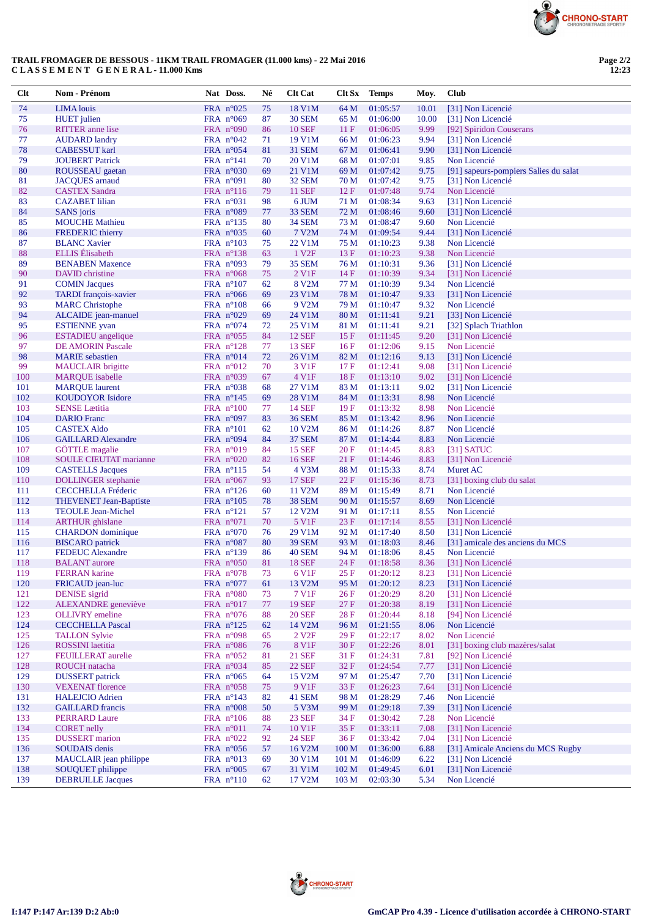**TRAIL FROMAGER DE BESSOUS - 11KM TRAIL FROMAGER (11.000 kms) - 22 Mai 2016**
**C L A S S E M E N T   G E N E R A L - 11.000 Kms**

12:23

| Clt | Nom - Prénom | Nat | Doss. | Né | Clt Cat | Clt Sx | Temps | Moy. | Club |
|---|---|---|---|---|---|---|---|---|---|
| 74 | LIMA louis | FRA | n°025 | 75 | 18 V1M | 64 M | 01:05:57 | 10.01 | [31] Non Licencié |
| 75 | HUET julien | FRA | n°069 | 87 | 30 SEM | 65 M | 01:06:00 | 10.00 | [31] Non Licencié |
| 76 | RITTER anne lise | FRA | n°090 | 86 | 10 SEF | 11 F | 01:06:05 | 9.99 | [92] Spiridon Couserans |
| 77 | AUDARD landry | FRA | n°042 | 71 | 19 V1M | 66 M | 01:06:23 | 9.94 | [31] Non Licencié |
| 78 | CABESSUT karl | FRA | n°054 | 81 | 31 SEM | 67 M | 01:06:41 | 9.90 | [31] Non Licencié |
| 79 | JOUBERT Patrick | FRA | n°141 | 70 | 20 V1M | 68 M | 01:07:01 | 9.85 | Non Licencié |
| 80 | ROUSSEAU gaetan | FRA | n°030 | 69 | 21 V1M | 69 M | 01:07:42 | 9.75 | [91] sapeurs-pompiers Salies du salat |
| 81 | JACQUES arnaud | FRA | n°091 | 80 | 32 SEM | 70 M | 01:07:42 | 9.75 | [31] Non Licencié |
| 82 | CASTEX Sandra | FRA | n°116 | 79 | 11 SEF | 12 F | 01:07:48 | 9.74 | Non Licencié |
| 83 | CAZABET lilian | FRA | n°031 | 98 | 6 JUM | 71 M | 01:08:34 | 9.63 | [31] Non Licencié |
| 84 | SANS joris | FRA | n°089 | 77 | 33 SEM | 72 M | 01:08:46 | 9.60 | [31] Non Licencié |
| 85 | MOUCHE Mathieu | FRA | n°135 | 80 | 34 SEM | 73 M | 01:08:47 | 9.60 | Non Licencié |
| 86 | FREDERIC thierry | FRA | n°035 | 60 | 7 V2M | 74 M | 01:09:54 | 9.44 | [31] Non Licencié |
| 87 | BLANC Xavier | FRA | n°103 | 75 | 22 V1M | 75 M | 01:10:23 | 9.38 | Non Licencié |
| 88 | ELLIS Élisabeth | FRA | n°138 | 63 | 1 V2F | 13 F | 01:10:23 | 9.38 | Non Licencié |
| 89 | BENABEN Maxence | FRA | n°093 | 79 | 35 SEM | 76 M | 01:10:31 | 9.36 | [31] Non Licencié |
| 90 | DAVID christine | FRA | n°068 | 75 | 2 V1F | 14 F | 01:10:39 | 9.34 | [31] Non Licencié |
| 91 | COMIN Jacques | FRA | n°107 | 62 | 8 V2M | 77 M | 01:10:39 | 9.34 | Non Licencié |
| 92 | TARDI françois-xavier | FRA | n°066 | 69 | 23 V1M | 78 M | 01:10:47 | 9.33 | [31] Non Licencié |
| 93 | MARC Christophe | FRA | n°108 | 66 | 9 V2M | 79 M | 01:10:47 | 9.32 | Non Licencié |
| 94 | ALCAIDE jean-manuel | FRA | n°029 | 69 | 24 V1M | 80 M | 01:11:41 | 9.21 | [33] Non Licencié |
| 95 | ESTIENNE yvan | FRA | n°074 | 72 | 25 V1M | 81 M | 01:11:41 | 9.21 | [32] Splach Triathlon |
| 96 | ESTADIEU angelique | FRA | n°055 | 84 | 12 SEF | 15 F | 01:11:45 | 9.20 | [31] Non Licencié |
| 97 | DE AMORIN Pascale | FRA | n°128 | 77 | 13 SEF | 16 F | 01:12:06 | 9.15 | Non Licencié |
| 98 | MARIE sebastien | FRA | n°014 | 72 | 26 V1M | 82 M | 01:12:16 | 9.13 | [31] Non Licencié |
| 99 | MAUCLAIR brigitte | FRA | n°012 | 70 | 3 V1F | 17 F | 01:12:41 | 9.08 | [31] Non Licencié |
| 100 | MARQUE isabelle | FRA | n°039 | 67 | 4 V1F | 18 F | 01:13:10 | 9.02 | [31] Non Licencié |
| 101 | MARQUE laurent | FRA | n°038 | 68 | 27 V1M | 83 M | 01:13:11 | 9.02 | [31] Non Licencié |
| 102 | KOUDOYOR Isidore | FRA | n°145 | 69 | 28 V1M | 84 M | 01:13:31 | 8.98 | Non Licencié |
| 103 | SENSE Lætitia | FRA | n°100 | 77 | 14 SEF | 19 F | 01:13:32 | 8.98 | Non Licencié |
| 104 | DARIO Franc | FRA | n°097 | 83 | 36 SEM | 85 M | 01:13:42 | 8.96 | Non Licencié |
| 105 | CASTEX Aldo | FRA | n°101 | 62 | 10 V2M | 86 M | 01:14:26 | 8.87 | Non Licencié |
| 106 | GAILLARD Alexandre | FRA | n°094 | 84 | 37 SEM | 87 M | 01:14:44 | 8.83 | Non Licencié |
| 107 | GÖTTLE magalie | FRA | n°019 | 84 | 15 SEF | 20 F | 01:14:45 | 8.83 | [31] SATUC |
| 108 | SOULE CIEUTAT marianne | FRA | n°020 | 82 | 16 SEF | 21 F | 01:14:46 | 8.83 | [31] Non Licencié |
| 109 | CASTELLS Jacques | FRA | n°115 | 54 | 4 V3M | 88 M | 01:15:33 | 8.74 | Muret AC |
| 110 | DOLLINGER stephanie | FRA | n°067 | 93 | 17 SEF | 22 F | 01:15:36 | 8.73 | [31] boxing club du salat |
| 111 | CECCHELLA Fréderic | FRA | n°126 | 60 | 11 V2M | 89 M | 01:15:49 | 8.71 | Non Licencié |
| 112 | THEVENET Jean-Baptiste | FRA | n°105 | 78 | 38 SEM | 90 M | 01:15:57 | 8.69 | Non Licencié |
| 113 | TEOULE Jean-Michel | FRA | n°121 | 57 | 12 V2M | 91 M | 01:17:11 | 8.55 | Non Licencié |
| 114 | ARTHUR ghislane | FRA | n°071 | 70 | 5 V1F | 23 F | 01:17:14 | 8.55 | [31] Non Licencié |
| 115 | CHARDON dominique | FRA | n°070 | 76 | 29 V1M | 92 M | 01:17:40 | 8.50 | [31] Non Licencié |
| 116 | BISCARO patrick | FRA | n°087 | 80 | 39 SEM | 93 M | 01:18:03 | 8.46 | [31] amicale des anciens du MCS |
| 117 | FEDEUC Alexandre | FRA | n°139 | 86 | 40 SEM | 94 M | 01:18:06 | 8.45 | Non Licencié |
| 118 | BALANT aurore | FRA | n°050 | 81 | 18 SEF | 24 F | 01:18:58 | 8.36 | [31] Non Licencié |
| 119 | FERRAN karine | FRA | n°078 | 73 | 6 V1F | 25 F | 01:20:12 | 8.23 | [31] Non Licencié |
| 120 | FRICAUD jean-luc | FRA | n°077 | 61 | 13 V2M | 95 M | 01:20:12 | 8.23 | [31] Non Licencié |
| 121 | DENISE sigrid | FRA | n°080 | 73 | 7 V1F | 26 F | 01:20:29 | 8.20 | [31] Non Licencié |
| 122 | ALEXANDRE geneviève | FRA | n°017 | 77 | 19 SEF | 27 F | 01:20:38 | 8.19 | [31] Non Licencié |
| 123 | OLLIVRY emeline | FRA | n°076 | 88 | 20 SEF | 28 F | 01:20:44 | 8.18 | [94] Non Licencié |
| 124 | CECCHELLA Pascal | FRA | n°125 | 62 | 14 V2M | 96 M | 01:21:55 | 8.06 | Non Licencié |
| 125 | TALLON Sylvie | FRA | n°098 | 65 | 2 V2F | 29 F | 01:22:17 | 8.02 | Non Licencié |
| 126 | ROSSINI laetitia | FRA | n°086 | 76 | 8 V1F | 30 F | 01:22:26 | 8.01 | [31] boxing club mazères/salat |
| 127 | FEUILLERAT aurelie | FRA | n°052 | 81 | 21 SEF | 31 F | 01:24:31 | 7.81 | [92] Non Licencié |
| 128 | ROUCH natacha | FRA | n°034 | 85 | 22 SEF | 32 F | 01:24:54 | 7.77 | [31] Non Licencié |
| 129 | DUSSERT patrick | FRA | n°065 | 64 | 15 V2M | 97 M | 01:25:47 | 7.70 | [31] Non Licencié |
| 130 | VEXENAT florence | FRA | n°058 | 75 | 9 V1F | 33 F | 01:26:23 | 7.64 | [31] Non Licencié |
| 131 | HALEJCIO Adrien | FRA | n°143 | 82 | 41 SEM | 98 M | 01:28:29 | 7.46 | Non Licencié |
| 132 | GAILLARD francis | FRA | n°008 | 50 | 5 V3M | 99 M | 01:29:18 | 7.39 | [31] Non Licencié |
| 133 | PERRARD Laure | FRA | n°106 | 88 | 23 SEF | 34 F | 01:30:42 | 7.28 | Non Licencié |
| 134 | CORET nelly | FRA | n°011 | 74 | 10 V1F | 35 F | 01:33:11 | 7.08 | [31] Non Licencié |
| 135 | DUSSERT marion | FRA | n°022 | 92 | 24 SEF | 36 F | 01:33:42 | 7.04 | [31] Non Licencié |
| 136 | SOUDAIS denis | FRA | n°056 | 57 | 16 V2M | 100 M | 01:36:00 | 6.88 | [31] Amicale Anciens du MCS Rugby |
| 137 | MAUCLAIR jean philippe | FRA | n°013 | 69 | 30 V1M | 101 M | 01:46:09 | 6.22 | [31] Non Licencié |
| 138 | SOUQUET philippe | FRA | n°005 | 67 | 31 V1M | 102 M | 01:49:45 | 6.01 | [31] Non Licencié |
| 139 | DEBRUILLE Jacques | FRA | n°110 | 62 | 17 V2M | 103 M | 02:03:30 | 5.34 | Non Licencié |

I:147 P:147 Ar:139 D:2 Ab:0

GmCAP Pro 4.39 - Licence d'utilisation accordée à CHRONO-START